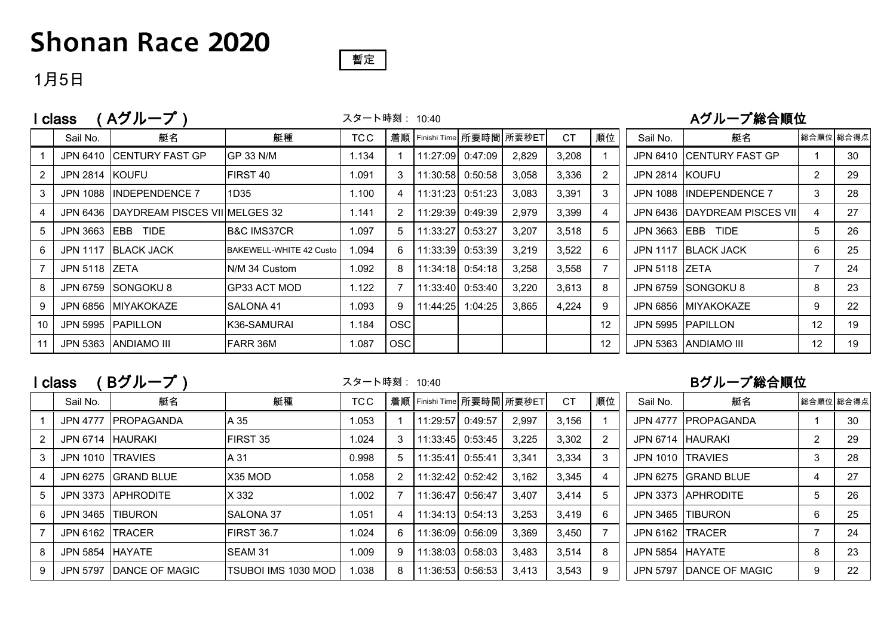# Shonan Race 2020

暫定

1月5日

## I class　（Aグループ）

スタート時刻： 10:40

| | Sail No. | 艇名 | 艇種 | TCC | 着順 | Finishi Time | 所要時間 | 所要秒ET | CT | 順位 |
|---|---|---|---|---|---|---|---|---|---|---|
| 1 | JPN 6410 | CENTURY FAST GP | GP 33 N/M | 1.134 | 1 | 11:27:09 | 0:47:09 | 2,829 | 3,208 | 1 |
| 2 | JPN 2814 | KOUFU | FIRST 40 | 1.091 | 3 | 11:30:58 | 0:50:58 | 3,058 | 3,336 | 2 |
| 3 | JPN 1088 | INDEPENDENCE 7 | 1D35 | 1.100 | 4 | 11:31:23 | 0:51:23 | 3,083 | 3,391 | 3 |
| 4 | JPN 6436 | DAYDREAM PISCES VII | MELGES 32 | 1.141 | 2 | 11:29:39 | 0:49:39 | 2,979 | 3,399 | 4 |
| 5 | JPN 3663 | EBB　TIDE | B&C IMS37CR | 1.097 | 5 | 11:33:27 | 0:53:27 | 3,207 | 3,518 | 5 |
| 6 | JPN 1117 | BLACK JACK | BAKEWELL-WHITE 42 Custo | 1.094 | 6 | 11:33:39 | 0:53:39 | 3,219 | 3,522 | 6 |
| 7 | JPN 5118 | ZETA | N/M 34 Custom | 1.092 | 8 | 11:34:18 | 0:54:18 | 3,258 | 3,558 | 7 |
| 8 | JPN 6759 | SONGOKU 8 | GP33 ACT MOD | 1.122 | 7 | 11:33:40 | 0:53:40 | 3,220 | 3,613 | 8 |
| 9 | JPN 6856 | MIYAKOKAZE | SALONA 41 | 1.093 | 9 | 11:44:25 | 1:04:25 | 3,865 | 4,224 | 9 |
| 10 | JPN 5995 | PAPILLON | K36-SAMURAI | 1.184 | OSC | | | | | 12 |
| 11 | JPN 5363 | ANDIAMO III | FARR 36M | 1.087 | OSC | | | | | 12 |

## Aグループ総合順位

| Sail No. | 艇名 | 総合順位 | 総合得点 |
|---|---|---|---|
| JPN 6410 | CENTURY FAST GP | 1 | 30 |
| JPN 2814 | KOUFU | 2 | 29 |
| JPN 1088 | INDEPENDENCE 7 | 3 | 28 |
| JPN 6436 | DAYDREAM PISCES VII | 4 | 27 |
| JPN 3663 | EBB　TIDE | 5 | 26 |
| JPN 1117 | BLACK JACK | 6 | 25 |
| JPN 5118 | ZETA | 7 | 24 |
| JPN 6759 | SONGOKU 8 | 8 | 23 |
| JPN 6856 | MIYAKOKAZE | 9 | 22 |
| JPN 5995 | PAPILLON | 12 | 19 |
| JPN 5363 | ANDIAMO III | 12 | 19 |

## I class　（Bグループ）

スタート時刻： 10:40

| | Sail No. | 艇名 | 艇種 | TCC | 着順 | Finishi Time | 所要時間 | 所要秒ET | CT | 順位 |
|---|---|---|---|---|---|---|---|---|---|---|
| 1 | JPN 4777 | PROPAGANDA | A 35 | 1.053 | 1 | 11:29:57 | 0:49:57 | 2,997 | 3,156 | 1 |
| 2 | JPN 6714 | HAURAKI | FIRST 35 | 1.024 | 3 | 11:33:45 | 0:53:45 | 3,225 | 3,302 | 2 |
| 3 | JPN 1010 | TRAVIES | A 31 | 0.998 | 5 | 11:35:41 | 0:55:41 | 3,341 | 3,334 | 3 |
| 4 | JPN 6275 | GRAND BLUE | X35 MOD | 1.058 | 2 | 11:32:42 | 0:52:42 | 3,162 | 3,345 | 4 |
| 5 | JPN 3373 | APHRODITE | X 332 | 1.002 | 7 | 11:36:47 | 0:56:47 | 3,407 | 3,414 | 5 |
| 6 | JPN 3465 | TIBURON | SALONA 37 | 1.051 | 4 | 11:34:13 | 0:54:13 | 3,253 | 3,419 | 6 |
| 7 | JPN 6162 | TRACER | FIRST 36.7 | 1.024 | 6 | 11:36:09 | 0:56:09 | 3,369 | 3,450 | 7 |
| 8 | JPN 5854 | HAYATE | SEAM 31 | 1.009 | 9 | 11:38:03 | 0:58:03 | 3,483 | 3,514 | 8 |
| 9 | JPN 5797 | DANCE OF MAGIC | TSUBOI IMS 1030 MOD | 1.038 | 8 | 11:36:53 | 0:56:53 | 3,413 | 3,543 | 9 |

## Bグループ総合順位

| Sail No. | 艇名 | 総合順位 | 総合得点 |
|---|---|---|---|
| JPN 4777 | PROPAGANDA | 1 | 30 |
| JPN 6714 | HAURAKI | 2 | 29 |
| JPN 1010 | TRAVIES | 3 | 28 |
| JPN 6275 | GRAND BLUE | 4 | 27 |
| JPN 3373 | APHRODITE | 5 | 26 |
| JPN 3465 | TIBURON | 6 | 25 |
| JPN 6162 | TRACER | 7 | 24 |
| JPN 5854 | HAYATE | 8 | 23 |
| JPN 5797 | DANCE OF MAGIC | 9 | 22 |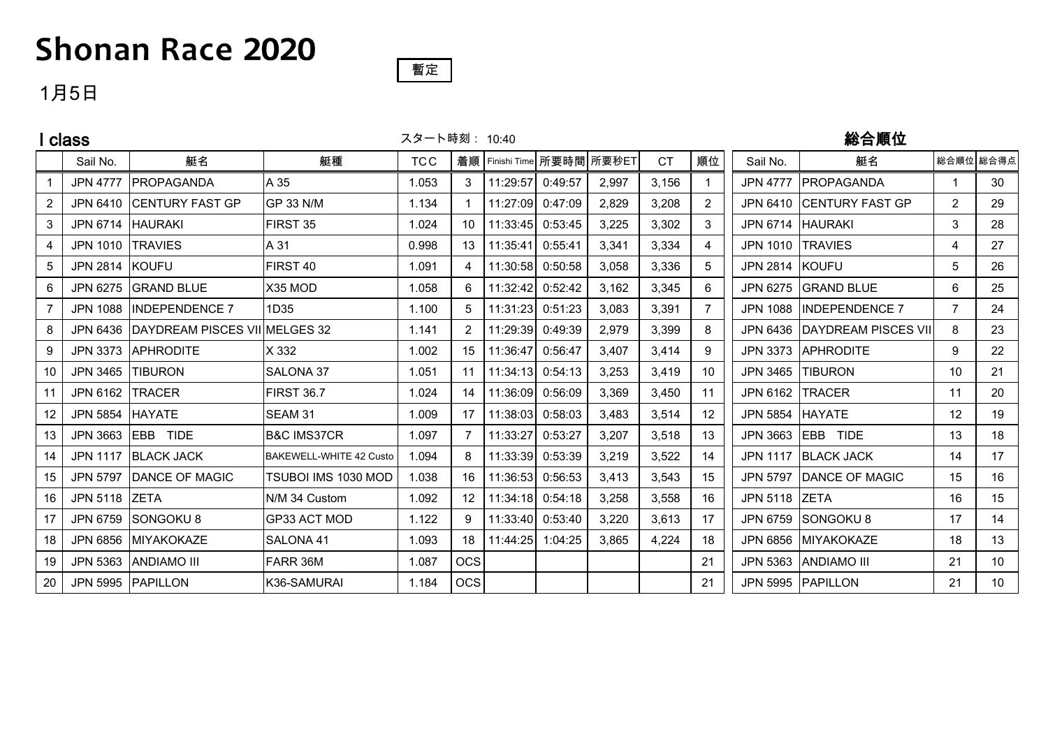# Shonan Race 2020

暫定

1月5日

## I class

スタート時刻： 10:40

| | Sail No. | 艇名 | 艇種 | TCC | 着順 | Finishi Time | 所要時間 | 所要秒ET | CT | 順位 |
|---|---|---|---|---|---|---|---|---|---|---|
| 1 | JPN 4777 | PROPAGANDA | A 35 | 1.053 | 3 | 11:29:57 | 0:49:57 | 2,997 | 3,156 | 1 |
| 2 | JPN 6410 | CENTURY FAST GP | GP 33 N/M | 1.134 | 1 | 11:27:09 | 0:47:09 | 2,829 | 3,208 | 2 |
| 3 | JPN 6714 | HAURAKI | FIRST 35 | 1.024 | 10 | 11:33:45 | 0:53:45 | 3,225 | 3,302 | 3 |
| 4 | JPN 1010 | TRAVIES | A 31 | 0.998 | 13 | 11:35:41 | 0:55:41 | 3,341 | 3,334 | 4 |
| 5 | JPN 2814 | KOUFU | FIRST 40 | 1.091 | 4 | 11:30:58 | 0:50:58 | 3,058 | 3,336 | 5 |
| 6 | JPN 6275 | GRAND BLUE | X35 MOD | 1.058 | 6 | 11:32:42 | 0:52:42 | 3,162 | 3,345 | 6 |
| 7 | JPN 1088 | INDEPENDENCE 7 | 1D35 | 1.100 | 5 | 11:31:23 | 0:51:23 | 3,083 | 3,391 | 7 |
| 8 | JPN 6436 | DAYDREAM PISCES VII | MELGES 32 | 1.141 | 2 | 11:29:39 | 0:49:39 | 2,979 | 3,399 | 8 |
| 9 | JPN 3373 | APHRODITE | X 332 | 1.002 | 15 | 11:36:47 | 0:56:47 | 3,407 | 3,414 | 9 |
| 10 | JPN 3465 | TIBURON | SALONA 37 | 1.051 | 11 | 11:34:13 | 0:54:13 | 3,253 | 3,419 | 10 |
| 11 | JPN 6162 | TRACER | FIRST 36.7 | 1.024 | 14 | 11:36:09 | 0:56:09 | 3,369 | 3,450 | 11 |
| 12 | JPN 5854 | HAYATE | SEAM 31 | 1.009 | 17 | 11:38:03 | 0:58:03 | 3,483 | 3,514 | 12 |
| 13 | JPN 3663 | EBB　TIDE | B&C IMS37CR | 1.097 | 7 | 11:33:27 | 0:53:27 | 3,207 | 3,518 | 13 |
| 14 | JPN 1117 | BLACK JACK | BAKEWELL-WHITE 42 Custo | 1.094 | 8 | 11:33:39 | 0:53:39 | 3,219 | 3,522 | 14 |
| 15 | JPN 5797 | DANCE OF MAGIC | TSUBOI IMS 1030 MOD | 1.038 | 16 | 11:36:53 | 0:56:53 | 3,413 | 3,543 | 15 |
| 16 | JPN 5118 | ZETA | N/M 34 Custom | 1.092 | 12 | 11:34:18 | 0:54:18 | 3,258 | 3,558 | 16 |
| 17 | JPN 6759 | SONGOKU 8 | GP33 ACT MOD | 1.122 | 9 | 11:33:40 | 0:53:40 | 3,220 | 3,613 | 17 |
| 18 | JPN 6856 | MIYAKOKAZE | SALONA 41 | 1.093 | 18 | 11:44:25 | 1:04:25 | 3,865 | 4,224 | 18 |
| 19 | JPN 5363 | ANDIAMO III | FARR 36M | 1.087 | OCS | | | | | 21 |
| 20 | JPN 5995 | PAPILLON | K36-SAMURAI | 1.184 | OCS | | | | | 21 |

## 総合順位

| Sail No. | 艇名 | 総合順位 | 総合得点 |
|---|---|---|---|
| JPN 4777 | PROPAGANDA | 1 | 30 |
| JPN 6410 | CENTURY FAST GP | 2 | 29 |
| JPN 6714 | HAURAKI | 3 | 28 |
| JPN 1010 | TRAVIES | 4 | 27 |
| JPN 2814 | KOUFU | 5 | 26 |
| JPN 6275 | GRAND BLUE | 6 | 25 |
| JPN 1088 | INDEPENDENCE 7 | 7 | 24 |
| JPN 6436 | DAYDREAM PISCES VII | 8 | 23 |
| JPN 3373 | APHRODITE | 9 | 22 |
| JPN 3465 | TIBURON | 10 | 21 |
| JPN 6162 | TRACER | 11 | 20 |
| JPN 5854 | HAYATE | 12 | 19 |
| JPN 3663 | EBB　TIDE | 13 | 18 |
| JPN 1117 | BLACK JACK | 14 | 17 |
| JPN 5797 | DANCE OF MAGIC | 15 | 16 |
| JPN 5118 | ZETA | 16 | 15 |
| JPN 6759 | SONGOKU 8 | 17 | 14 |
| JPN 6856 | MIYAKOKAZE | 18 | 13 |
| JPN 5363 | ANDIAMO III | 21 | 10 |
| JPN 5995 | PAPILLON | 21 | 10 |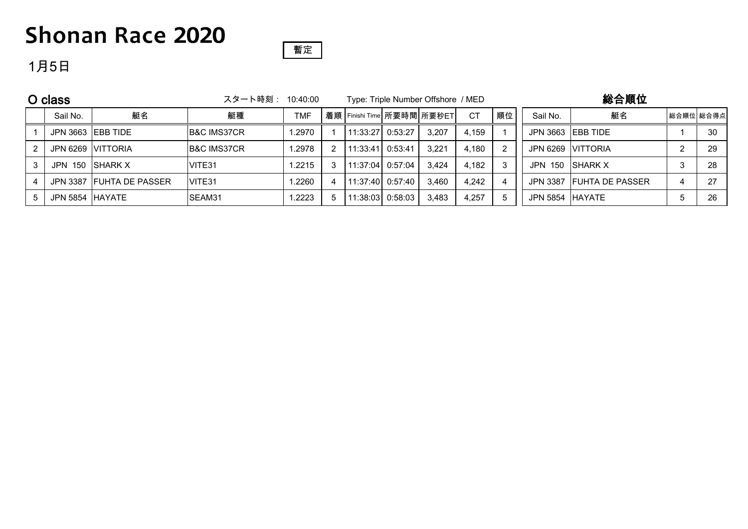# Shonan Race 2020

暫定

1月5日

## O class

スタート時刻： 10:40:00　　Type: Triple Number Offshore / MED

| | Sail No. | 艇名 | 艇種 | TMF | 着順 | Finishi Time | 所要時間 | 所要秒ET | CT | 順位 |
|---|---|---|---|---|---|---|---|---|---|---|
| 1 | JPN 3663 | EBB TIDE | B&C IMS37CR | 1.2970 | 1 | 11:33:27 | 0:53:27 | 3,207 | 4,159 | 1 |
| 2 | JPN 6269 | VITTORIA | B&C IMS37CR | 1.2978 | 2 | 11:33:41 | 0:53:41 | 3,221 | 4,180 | 2 |
| 3 | JPN 150 | SHARK X | VITE31 | 1.2215 | 3 | 11:37:04 | 0:57:04 | 3,424 | 4,182 | 3 |
| 4 | JPN 3387 | FUHTA DE PASSER | VITE31 | 1.2260 | 4 | 11:37:40 | 0:57:40 | 3,460 | 4,242 | 4 |
| 5 | JPN 5854 | HAYATE | SEAM31 | 1.2223 | 5 | 11:38:03 | 0:58:03 | 3,483 | 4,257 | 5 |

## 総合順位

| Sail No. | 艇名 | 総合順位 | 総合得点 |
|---|---|---|---|
| JPN 3663 | EBB TIDE | 1 | 30 |
| JPN 6269 | VITTORIA | 2 | 29 |
| JPN 150 | SHARK X | 3 | 28 |
| JPN 3387 | FUHTA DE PASSER | 4 | 27 |
| JPN 5854 | HAYATE | 5 | 26 |